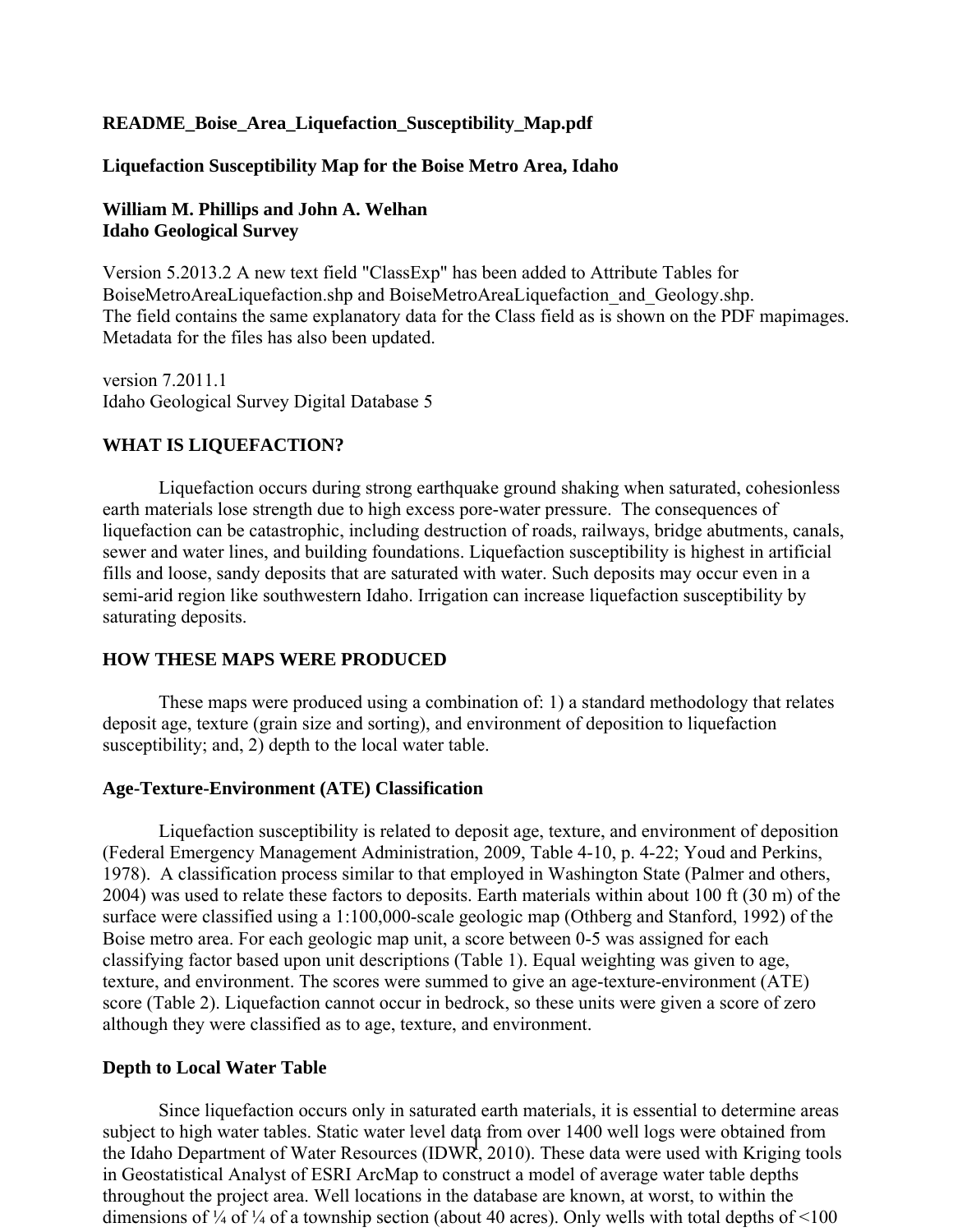**README_Boise_Area_Liquefaction_Susceptibility_Map.pdf**

**Liquefaction Susceptibility Map for the Boise Metro Area, Idaho**

**William M. Phillips and John A. Welhan**
**Idaho Geological Survey**

Version 5.2013.2 A new text field "ClassExp" has been added to Attribute Tables for BoiseMetroAreaLiquefaction.shp and BoiseMetroAreaLiquefaction_and_Geology.shp.
The field contains the same explanatory data for the Class field as is shown on the PDF mapimages. Metadata for the files has also been updated.

version 7.2011.1
Idaho Geological Survey Digital Database 5

## WHAT IS LIQUEFACTION?

Liquefaction occurs during strong earthquake ground shaking when saturated, cohesionless earth materials lose strength due to high excess pore-water pressure. The consequences of liquefaction can be catastrophic, including destruction of roads, railways, bridge abutments, canals, sewer and water lines, and building foundations. Liquefaction susceptibility is highest in artificial fills and loose, sandy deposits that are saturated with water. Such deposits may occur even in a semi-arid region like southwestern Idaho. Irrigation can increase liquefaction susceptibility by saturating deposits.

## HOW THESE MAPS WERE PRODUCED

These maps were produced using a combination of: 1) a standard methodology that relates deposit age, texture (grain size and sorting), and environment of deposition to liquefaction susceptibility; and, 2) depth to the local water table.

### Age-Texture-Environment (ATE) Classification

Liquefaction susceptibility is related to deposit age, texture, and environment of deposition (Federal Emergency Management Administration, 2009, Table 4-10, p. 4-22; Youd and Perkins, 1978). A classification process similar to that employed in Washington State (Palmer and others, 2004) was used to relate these factors to deposits. Earth materials within about 100 ft (30 m) of the surface were classified using a 1:100,000-scale geologic map (Othberg and Stanford, 1992) of the Boise metro area. For each geologic map unit, a score between 0-5 was assigned for each classifying factor based upon unit descriptions (Table 1). Equal weighting was given to age, texture, and environment. The scores were summed to give an age-texture-environment (ATE) score (Table 2). Liquefaction cannot occur in bedrock, so these units were given a score of zero although they were classified as to age, texture, and environment.

### Depth to Local Water Table

Since liquefaction occurs only in saturated earth materials, it is essential to determine areas subject to high water tables. Static water level data from over 1400 well logs were obtained from the Idaho Department of Water Resources (IDWR, 2010). These data were used with Kriging tools in Geostatistical Analyst of ESRI ArcMap to construct a model of average water table depths throughout the project area. Well locations in the database are known, at worst, to within the dimensions of ¼ of ¼ of a township section (about 40 acres). Only wells with total depths of <100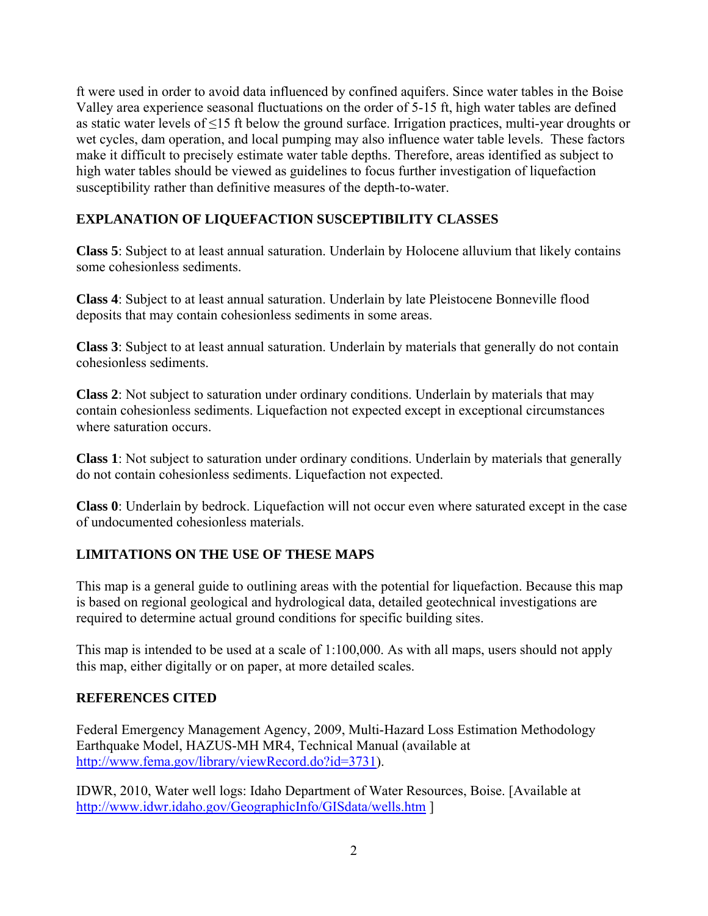ft were used in order to avoid data influenced by confined aquifers. Since water tables in the Boise Valley area experience seasonal fluctuations on the order of 5-15 ft, high water tables are defined as static water levels of ≤15 ft below the ground surface. Irrigation practices, multi-year droughts or wet cycles, dam operation, and local pumping may also influence water table levels. These factors make it difficult to precisely estimate water table depths. Therefore, areas identified as subject to high water tables should be viewed as guidelines to focus further investigation of liquefaction susceptibility rather than definitive measures of the depth-to-water.

## EXPLANATION OF LIQUEFACTION SUSCEPTIBILITY CLASSES

**Class 5**: Subject to at least annual saturation. Underlain by Holocene alluvium that likely contains some cohesionless sediments.

**Class 4**: Subject to at least annual saturation. Underlain by late Pleistocene Bonneville flood deposits that may contain cohesionless sediments in some areas.

**Class 3**: Subject to at least annual saturation. Underlain by materials that generally do not contain cohesionless sediments.

**Class 2**: Not subject to saturation under ordinary conditions. Underlain by materials that may contain cohesionless sediments. Liquefaction not expected except in exceptional circumstances where saturation occurs.

**Class 1**: Not subject to saturation under ordinary conditions. Underlain by materials that generally do not contain cohesionless sediments. Liquefaction not expected.

**Class 0**: Underlain by bedrock. Liquefaction will not occur even where saturated except in the case of undocumented cohesionless materials.

## LIMITATIONS ON THE USE OF THESE MAPS

This map is a general guide to outlining areas with the potential for liquefaction. Because this map is based on regional geological and hydrological data, detailed geotechnical investigations are required to determine actual ground conditions for specific building sites.

This map is intended to be used at a scale of 1:100,000. As with all maps, users should not apply this map, either digitally or on paper, at more detailed scales.

## REFERENCES CITED

Federal Emergency Management Agency, 2009, Multi-Hazard Loss Estimation Methodology Earthquake Model, HAZUS-MH MR4, Technical Manual (available at http://www.fema.gov/library/viewRecord.do?id=3731).

IDWR, 2010, Water well logs: Idaho Department of Water Resources, Boise. [Available at http://www.idwr.idaho.gov/GeographicInfo/GISdata/wells.htm ]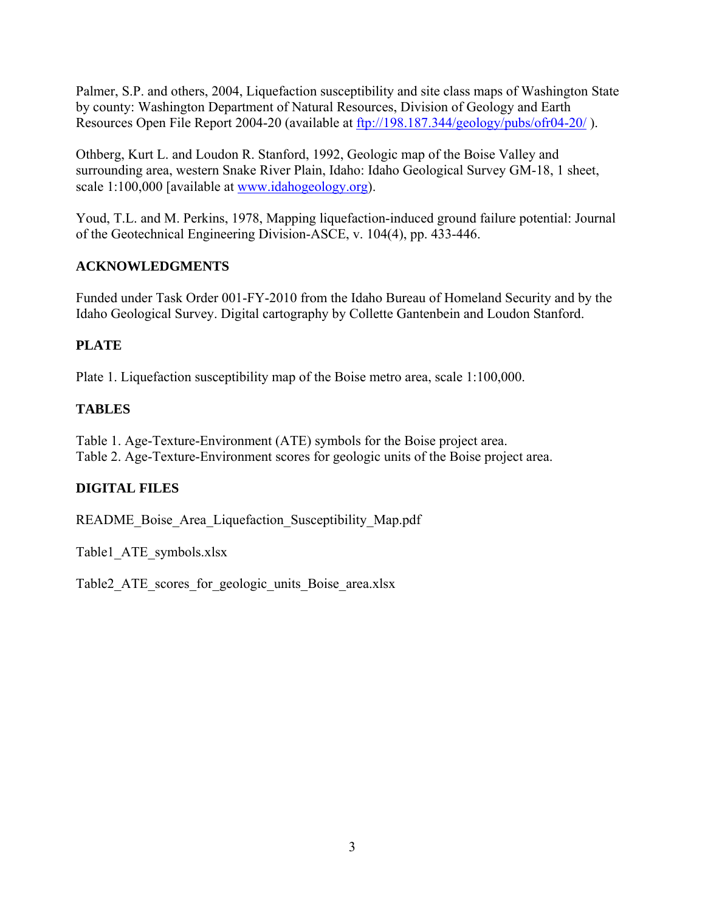Palmer, S.P. and others, 2004, Liquefaction susceptibility and site class maps of Washington State by county: Washington Department of Natural Resources, Division of Geology and Earth Resources Open File Report 2004-20 (available at [ftp://198.187.344/geology/pubs/ofr04-20/](ftp://198.187.344/geology/pubs/ofr04-20/) ).

Othberg, Kurt L. and Loudon R. Stanford, 1992, Geologic map of the Boise Valley and surrounding area, western Snake River Plain, Idaho: Idaho Geological Survey GM-18, 1 sheet, scale 1:100,000 [available at [www.idahogeology.org](http://www.idahogeology.org)).

Youd, T.L. and M. Perkins, 1978, Mapping liquefaction-induced ground failure potential: Journal of the Geotechnical Engineering Division-ASCE, v. 104(4), pp. 433-446.

## ACKNOWLEDGMENTS

Funded under Task Order 001-FY-2010 from the Idaho Bureau of Homeland Security and by the Idaho Geological Survey. Digital cartography by Collette Gantenbein and Loudon Stanford.

## PLATE

Plate 1. Liquefaction susceptibility map of the Boise metro area, scale 1:100,000.

## TABLES

Table 1. Age-Texture-Environment (ATE) symbols for the Boise project area.
Table 2. Age-Texture-Environment scores for geologic units of the Boise project area.

## DIGITAL FILES

README_Boise_Area_Liquefaction_Susceptibility_Map.pdf

Table1_ATE_symbols.xlsx

Table2_ATE_scores_for_geologic_units_Boise_area.xlsx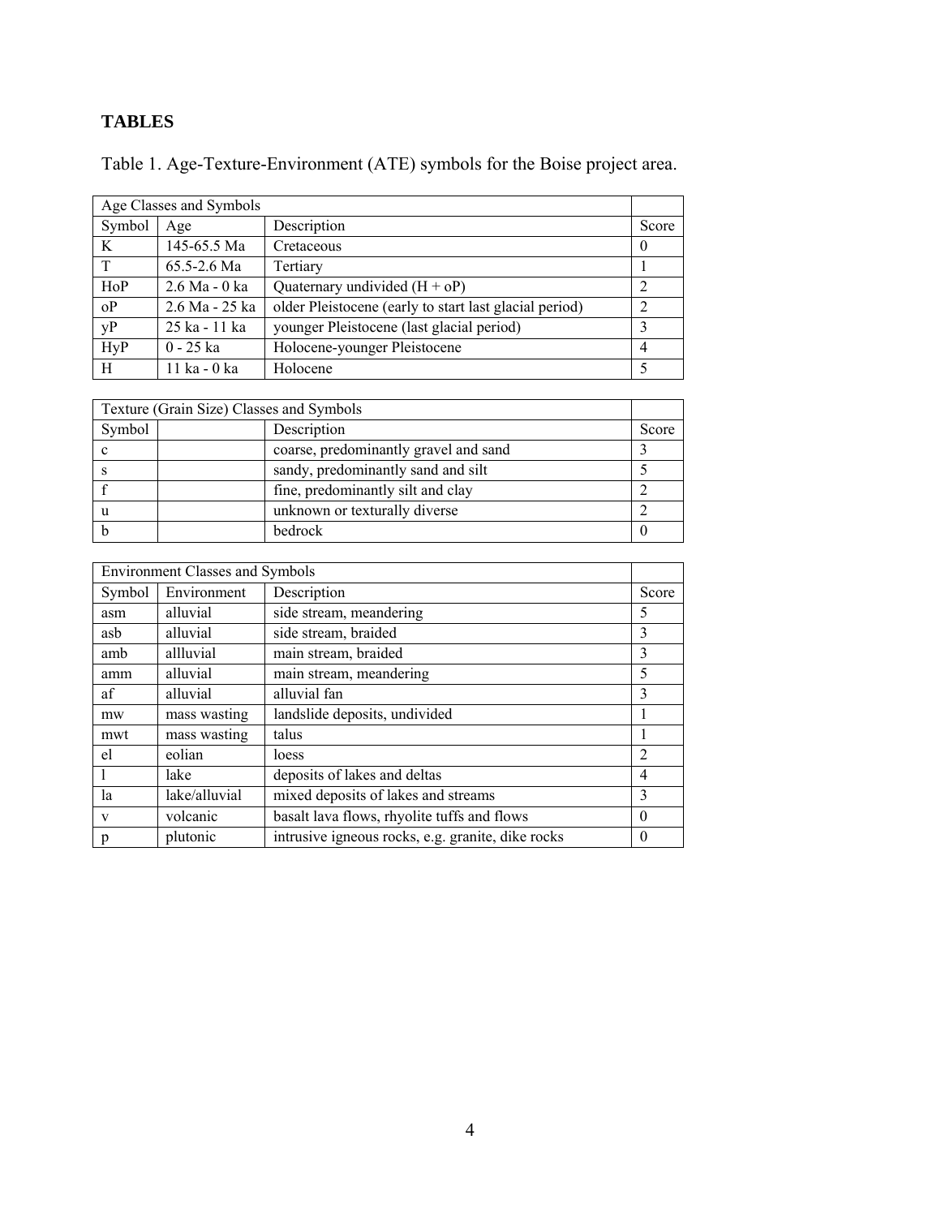## TABLES

Table 1. Age-Texture-Environment (ATE) symbols for the Boise project area.

| Age Classes and Symbols | | | |
|---|---|---|---|
| Symbol | Age | Description | Score |
| K | 145-65.5 Ma | Cretaceous | 0 |
| T | 65.5-2.6 Ma | Tertiary | 1 |
| HoP | 2.6 Ma - 0 ka | Quaternary undivided (H + oP) | 2 |
| oP | 2.6 Ma - 25 ka | older Pleistocene (early to start last glacial period) | 2 |
| yP | 25 ka - 11 ka | younger Pleistocene (last glacial period) | 3 |
| HyP | 0 - 25 ka | Holocene-younger Pleistocene | 4 |
| H | 11 ka - 0 ka | Holocene | 5 |

| Texture (Grain Size) Classes and Symbols | | | |
|---|---|---|---|
| Symbol | | Description | Score |
| c | | coarse, predominantly gravel and sand | 3 |
| s | | sandy, predominantly sand and silt | 5 |
| f | | fine, predominantly silt and clay | 2 |
| u | | unknown or texturally diverse | 2 |
| b | | bedrock | 0 |

| Environment Classes and Symbols | | | |
|---|---|---|---|
| Symbol | Environment | Description | Score |
| asm | alluvial | side stream, meandering | 5 |
| asb | alluvial | side stream, braided | 3 |
| amb | allluvial | main stream, braided | 3 |
| amm | alluvial | main stream, meandering | 5 |
| af | alluvial | alluvial fan | 3 |
| mw | mass wasting | landslide deposits, undivided | 1 |
| mwt | mass wasting | talus | 1 |
| el | eolian | loess | 2 |
| l | lake | deposits of lakes and deltas | 4 |
| la | lake/alluvial | mixed deposits of lakes and streams | 3 |
| v | volcanic | basalt lava flows, rhyolite tuffs and flows | 0 |
| p | plutonic | intrusive igneous rocks, e.g. granite, dike rocks | 0 |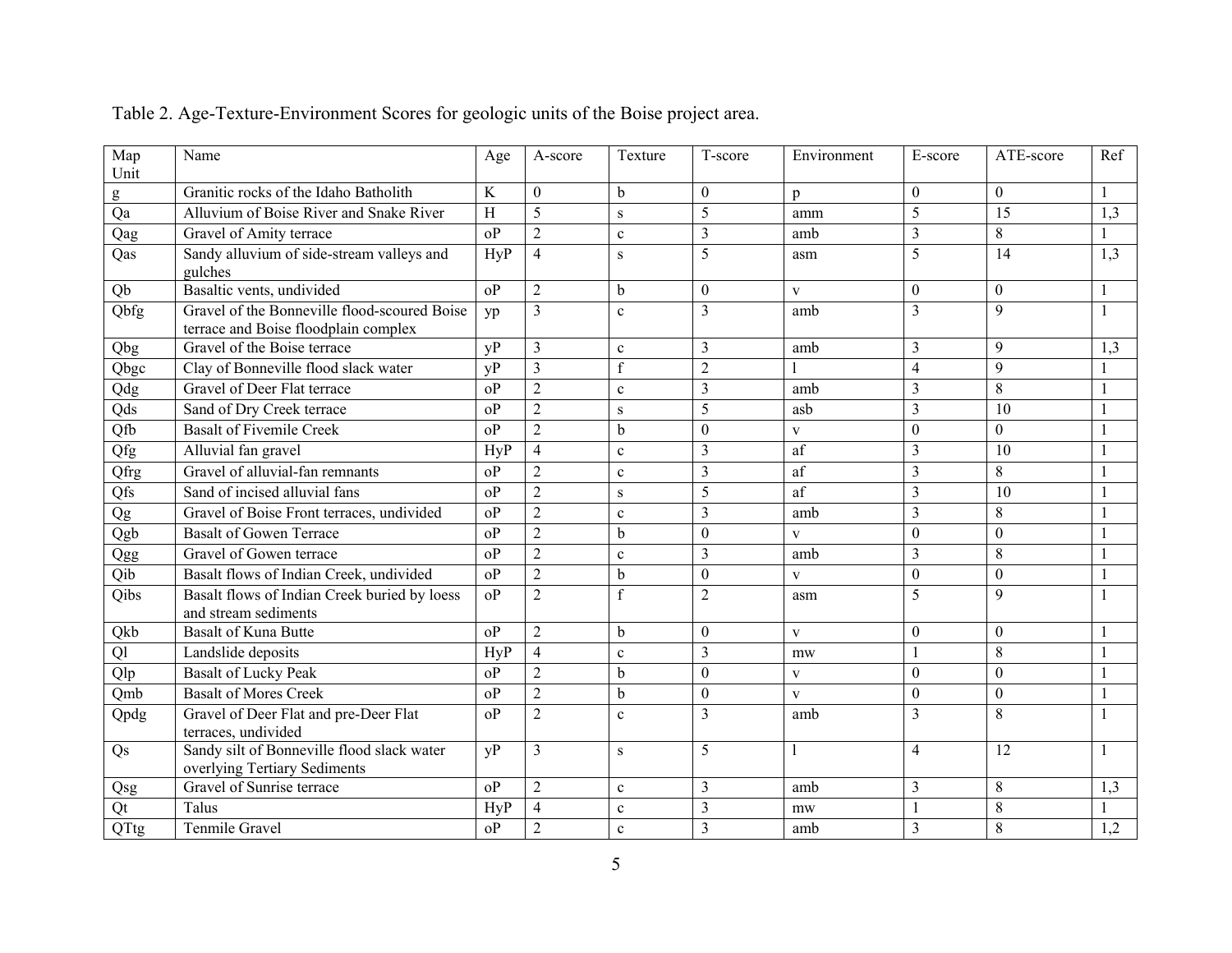Table 2. Age-Texture-Environment Scores for geologic units of the Boise project area.

| Map Unit | Name | Age | A-score | Texture | T-score | Environment | E-score | ATE-score | Ref |
|---|---|---|---|---|---|---|---|---|---|
| g | Granitic rocks of the Idaho Batholith | K | 0 | b | 0 | p | 0 | 0 | 1 |
| Qa | Alluvium of Boise River and Snake River | H | 5 | s | 5 | amm | 5 | 15 | 1,3 |
| Qag | Gravel of Amity terrace | oP | 2 | c | 3 | amb | 3 | 8 | 1 |
| Qas | Sandy alluvium of side-stream valleys and gulches | HyP | 4 | s | 5 | asm | 5 | 14 | 1,3 |
| Qb | Basaltic vents, undivided | oP | 2 | b | 0 | v | 0 | 0 | 1 |
| Qbfg | Gravel of the Bonneville flood-scoured Boise terrace and Boise floodplain complex | yp | 3 | c | 3 | amb | 3 | 9 | 1 |
| Qbg | Gravel of the Boise terrace | yP | 3 | c | 3 | amb | 3 | 9 | 1,3 |
| Qbgc | Clay of Bonneville flood slack water | yP | 3 | f | 2 | l | 4 | 9 | 1 |
| Qdg | Gravel of Deer Flat terrace | oP | 2 | c | 3 | amb | 3 | 8 | 1 |
| Qds | Sand of Dry Creek terrace | oP | 2 | s | 5 | asb | 3 | 10 | 1 |
| Qfb | Basalt of Fivemile Creek | oP | 2 | b | 0 | v | 0 | 0 | 1 |
| Qfg | Alluvial fan gravel | HyP | 4 | c | 3 | af | 3 | 10 | 1 |
| Qfrg | Gravel of alluvial-fan remnants | oP | 2 | c | 3 | af | 3 | 8 | 1 |
| Qfs | Sand of incised alluvial fans | oP | 2 | s | 5 | af | 3 | 10 | 1 |
| Qg | Gravel of Boise Front terraces, undivided | oP | 2 | c | 3 | amb | 3 | 8 | 1 |
| Qgb | Basalt of Gowen Terrace | oP | 2 | b | 0 | v | 0 | 0 | 1 |
| Qgg | Gravel of Gowen terrace | oP | 2 | c | 3 | amb | 3 | 8 | 1 |
| Qib | Basalt flows of Indian Creek, undivided | oP | 2 | b | 0 | v | 0 | 0 | 1 |
| Qibs | Basalt flows of Indian Creek buried by loess and stream sediments | oP | 2 | f | 2 | asm | 5 | 9 | 1 |
| Qkb | Basalt of Kuna Butte | oP | 2 | b | 0 | v | 0 | 0 | 1 |
| Ql | Landslide deposits | HyP | 4 | c | 3 | mw | 1 | 8 | 1 |
| Qlp | Basalt of Lucky Peak | oP | 2 | b | 0 | v | 0 | 0 | 1 |
| Qmb | Basalt of Mores Creek | oP | 2 | b | 0 | v | 0 | 0 | 1 |
| Qpdg | Gravel of Deer Flat and pre-Deer Flat terraces, undivided | oP | 2 | c | 3 | amb | 3 | 8 | 1 |
| Qs | Sandy silt of Bonneville flood slack water overlying Tertiary Sediments | yP | 3 | s | 5 | l | 4 | 12 | 1 |
| Qsg | Gravel of Sunrise terrace | oP | 2 | c | 3 | amb | 3 | 8 | 1,3 |
| Qt | Talus | HyP | 4 | c | 3 | mw | 1 | 8 | 1 |
| QTtg | Tenmile Gravel | oP | 2 | c | 3 | amb | 3 | 8 | 1,2 |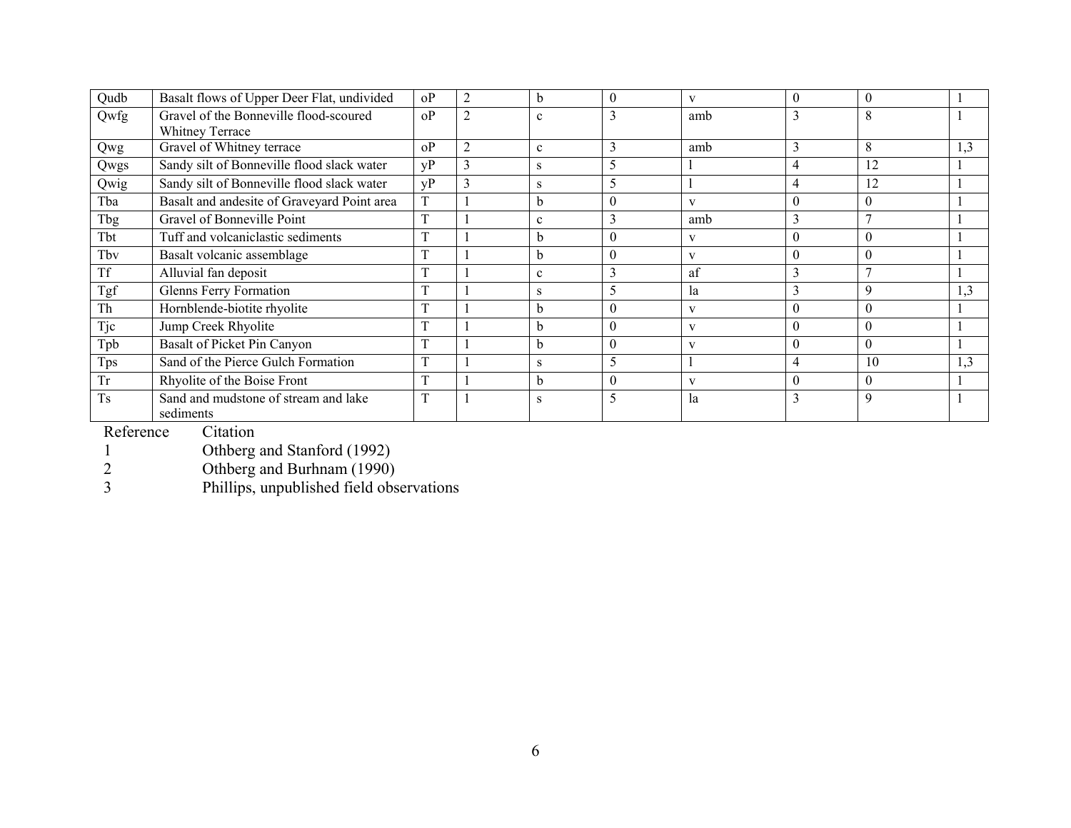| | | | | | | | | | |
|---|---|---|---|---|---|---|---|---|---|
| Qudb | Basalt flows of Upper Deer Flat, undivided | oP | 2 | b | 0 | v | 0 | 0 | 1 |
| Qwfg | Gravel of the Bonneville flood-scoured Whitney Terrace | oP | 2 | c | 3 | amb | 3 | 8 | 1 |
| Qwg | Gravel of Whitney terrace | oP | 2 | c | 3 | amb | 3 | 8 | 1,3 |
| Qwgs | Sandy silt of Bonneville flood slack water | yP | 3 | s | 5 | l | 4 | 12 | 1 |
| Qwig | Sandy silt of Bonneville flood slack water | yP | 3 | s | 5 | l | 4 | 12 | 1 |
| Tba | Basalt and andesite of Graveyard Point area | T | 1 | b | 0 | v | 0 | 0 | 1 |
| Tbg | Gravel of Bonneville Point | T | 1 | c | 3 | amb | 3 | 7 | 1 |
| Tbt | Tuff and volcaniclastic sediments | T | 1 | b | 0 | v | 0 | 0 | 1 |
| Tbv | Basalt volcanic assemblage | T | 1 | b | 0 | v | 0 | 0 | 1 |
| Tf | Alluvial fan deposit | T | 1 | c | 3 | af | 3 | 7 | 1 |
| Tgf | Glenns Ferry Formation | T | 1 | s | 5 | la | 3 | 9 | 1,3 |
| Th | Hornblende-biotite rhyolite | T | 1 | b | 0 | v | 0 | 0 | 1 |
| Tjc | Jump Creek Rhyolite | T | 1 | b | 0 | v | 0 | 0 | 1 |
| Tpb | Basalt of Picket Pin Canyon | T | 1 | b | 0 | v | 0 | 0 | 1 |
| Tps | Sand of the Pierce Gulch Formation | T | 1 | s | 5 | l | 4 | 10 | 1,3 |
| Tr | Rhyolite of the Boise Front | T | 1 | b | 0 | v | 0 | 0 | 1 |
| Ts | Sand and mudstone of stream and lake sediments | T | 1 | s | 5 | la | 3 | 9 | 1 |

| Reference | Citation |
|---|---|
| 1 | Othberg and Stanford (1992) |
| 2 | Othberg and Burhnam (1990) |
| 3 | Phillips, unpublished field observations |